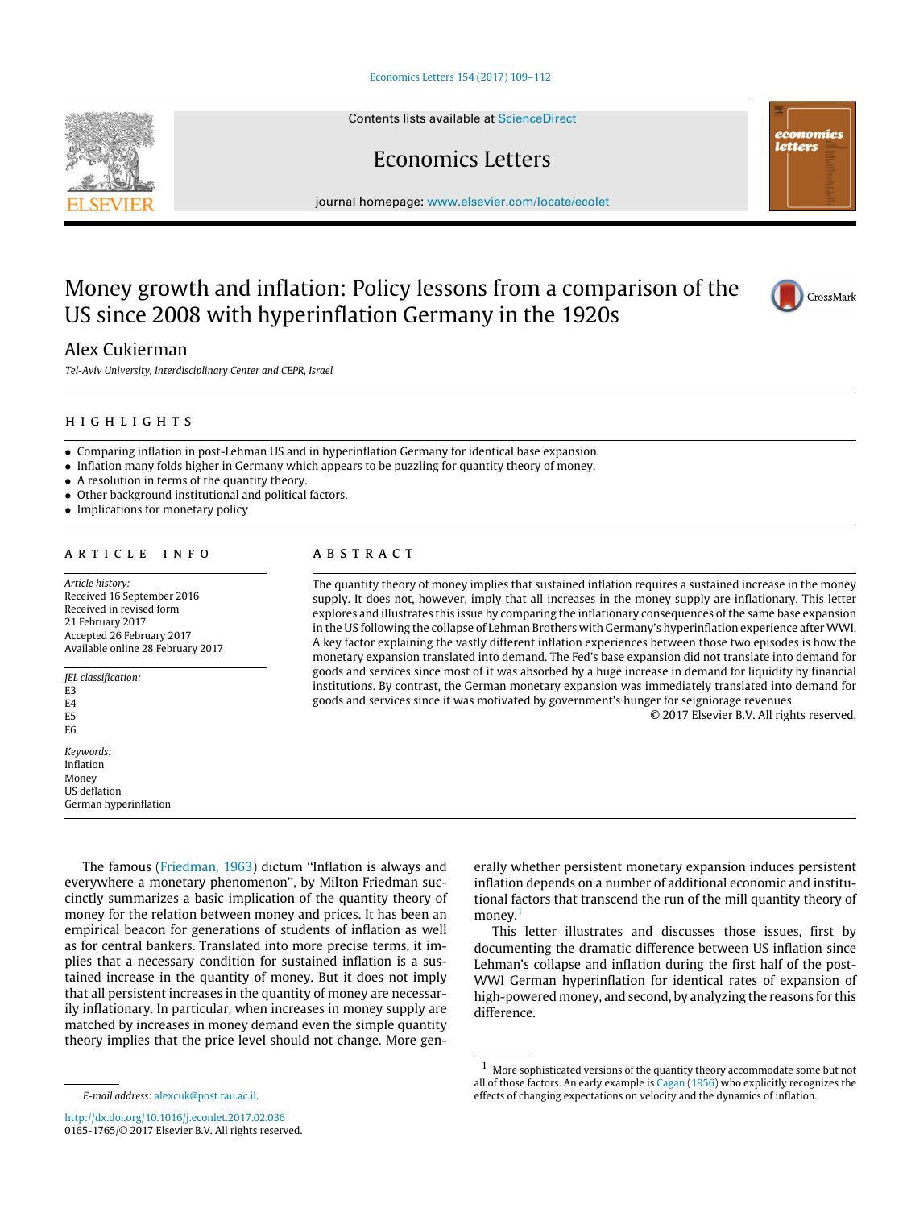# Money growth and inflation: Policy lessons from a comparison of the US since 2008 with hyperinflation Germany in the 1920s

Alex Cukierman

*Tel-Aviv University, Interdisciplinary Center and CEPR, Israel*

## HIGHLIGHTS

- Comparing inflation in post-Lehman US and in hyperinflation Germany for identical base expansion.
- Inflation many folds higher in Germany which appears to be puzzling for quantity theory of money.
- A resolution in terms of the quantity theory.
- Other background institutional and political factors.
- Implications for monetary policy

## ARTICLE INFO

*Article history:*
Received 16 September 2016
Received in revised form
21 February 2017
Accepted 26 February 2017
Available online 28 February 2017

*JEL classification:*
E3
E4
E5
E6

*Keywords:*
Inflation
Money
US deflation
German hyperinflation

## ABSTRACT

The quantity theory of money implies that sustained inflation requires a sustained increase in the money supply. It does not, however, imply that all increases in the money supply are inflationary. This letter explores and illustrates this issue by comparing the inflationary consequences of the same base expansion in the US following the collapse of Lehman Brothers with Germany's hyperinflation experience after WWI. A key factor explaining the vastly different inflation experiences between those two episodes is how the monetary expansion translated into demand. The Fed's base expansion did not translate into demand for goods and services since most of it was absorbed by a huge increase in demand for liquidity by financial institutions. By contrast, the German monetary expansion was immediately translated into demand for goods and services since it was motivated by government's hunger for seigniorage revenues.

© 2017 Elsevier B.V. All rights reserved.

The famous (Friedman, 1963) dictum "Inflation is always and everywhere a monetary phenomenon", by Milton Friedman succinctly summarizes a basic implication of the quantity theory of money for the relation between money and prices. It has been an empirical beacon for generations of students of inflation as well as for central bankers. Translated into more precise terms, it implies that a necessary condition for sustained inflation is a sustained increase in the quantity of money. But it does not imply that all persistent increases in the quantity of money are necessarily inflationary. In particular, when increases in money supply are matched by increases in money demand even the simple quantity theory implies that the price level should not change. More generally whether persistent monetary expansion induces persistent inflation depends on a number of additional economic and institutional factors that transcend the run of the mill quantity theory of money.[1]

This letter illustrates and discusses those issues, first by documenting the dramatic difference between US inflation since Lehman's collapse and inflation during the first half of the post-WWI German hyperinflation for identical rates of expansion of high-powered money, and second, by analyzing the reasons for this difference.

[1] More sophisticated versions of the quantity theory accommodate some but not all of those factors. An early example is Cagan (1956) who explicitly recognizes the effects of changing expectations on velocity and the dynamics of inflation.

*E-mail address:* alexcuk@post.tau.ac.il.

http://dx.doi.org/10.1016/j.econlet.2017.02.036
0165-1765/© 2017 Elsevier B.V. All rights reserved.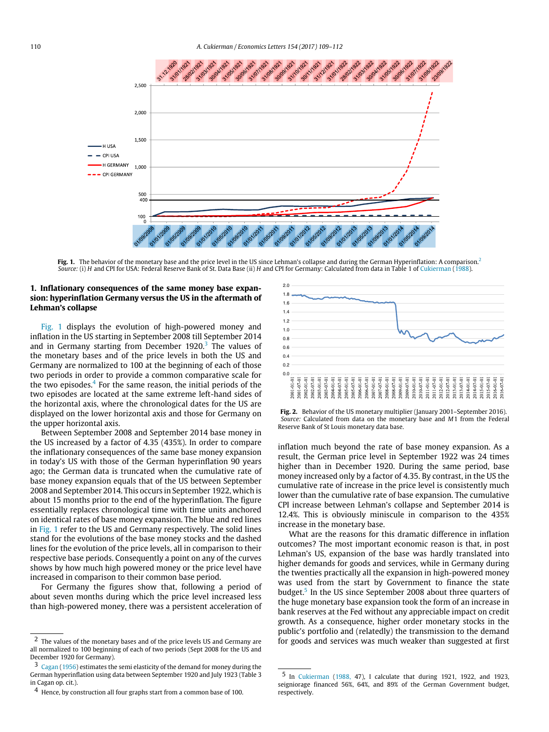Fig. 1. The behavior of the monetary base and the price level in the US since Lehman's collapse and during the German Hyperinflation: A comparison.[2]
*Source:* (i) *H* and CPI for USA: Federal Reserve Bank of St. Data Base (ii) *H* and CPI for Germany: Calculated from data in Table 1 of Cukierman (1988).

## 1. Inflationary consequences of the same money base expansion: hyperinflation Germany versus the US in the aftermath of Lehman's collapse

Fig. 1 displays the evolution of high-powered money and inflation in the US starting in September 2008 till September 2014 and in Germany starting from December 1920.[3] The values of the monetary bases and of the price levels in the US and Germany are normalized to 100 at the beginning of each of those two periods in order to provide a common comparative scale for the two episodes.[4] For the same reason, the initial periods of the two episodes are located at the same extreme left-hand sides of the horizontal axis, where the chronological dates for the US are displayed on the lower horizontal axis and those for Germany on the upper horizontal axis.

Between September 2008 and September 2014 base money in the US increased by a factor of 4.35 (435%). In order to compare the inflationary consequences of the same base money expansion in today's US with those of the German hyperinflation 90 years ago; the German data is truncated when the cumulative rate of base money expansion equals that of the US between September 2008 and September 2014. This occurs in September 1922, which is about 15 months prior to the end of the hyperinflation. The figure essentially replaces chronological time with time units anchored on identical rates of base money expansion. The blue and red lines in Fig. 1 refer to the US and Germany respectively. The solid lines stand for the evolutions of the base money stocks and the dashed lines for the evolution of the price levels, all in comparison to their respective base periods. Consequently a point on any of the curves shows by how much high powered money or the price level have increased in comparison to their common base period.

For Germany the figures show that, following a period of about seven months during which the price level increased less than high-powered money, there was a persistent acceleration of inflation much beyond the rate of base money expansion. As a result, the German price level in September 1922 was 24 times higher than in December 1920. During the same period, base money increased only by a factor of 4.35. By contrast, in the US the cumulative rate of increase in the price level is consistently much lower than the cumulative rate of base expansion. The cumulative CPI increase between Lehman's collapse and September 2014 is 12.4%. This is obviously miniscule in comparison to the 435% increase in the monetary base.

Fig. 2. Behavior of the US monetary multiplier (January 2001–September 2016).
*Source:* Calculated from data on the monetary base and *M*1 from the Federal Reserve Bank of St Louis monetary data base.

What are the reasons for this dramatic difference in inflation outcomes? The most important economic reason is that, in post Lehman's US, expansion of the base was hardly translated into higher demands for goods and services, while in Germany during the twenties practically all the expansion in high-powered money was used from the start by Government to finance the state budget.[5] In the US since September 2008 about three quarters of the huge monetary base expansion took the form of an increase in bank reserves at the Fed without any appreciable impact on credit growth. As a consequence, higher order monetary stocks in the public's portfolio and (relatedly) the transmission to the demand for goods and services was much weaker than suggested at first

---

[2] The values of the monetary bases and of the price levels US and Germany are all normalized to 100 beginning of each of two periods (Sept 2008 for the US and December 1920 for Germany).

[3] Cagan (1956) estimates the semi elasticity of the demand for money during the German hyperinflation using data between September 1920 and July 1923 (Table 3 in Cagan op. cit.).

[4] Hence, by construction all four graphs start from a common base of 100.

[5] In Cukierman (1988, 47), I calculate that during 1921, 1922, and 1923, seigniorage financed 56%, 64%, and 89% of the German Government budget, respectively.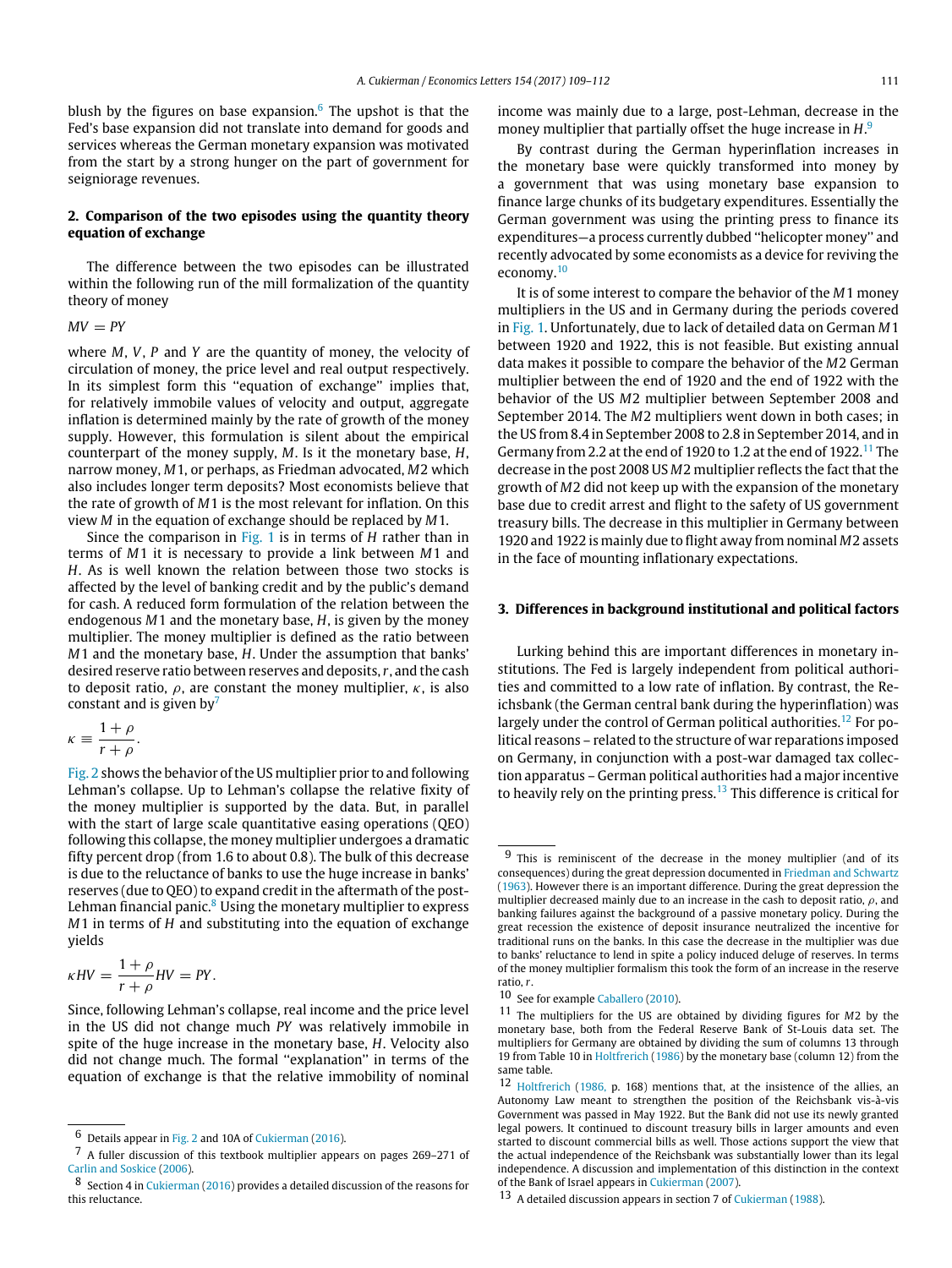blush by the figures on base expansion.[6] The upshot is that the Fed's base expansion did not translate into demand for goods and services whereas the German monetary expansion was motivated from the start by a strong hunger on the part of government for seigniorage revenues.

## 2. Comparison of the two episodes using the quantity theory equation of exchange

The difference between the two episodes can be illustrated within the following run of the mill formalization of the quantity theory of money

$$MV = PY$$

where $M$, $V$, $P$ and $Y$ are the quantity of money, the velocity of circulation of money, the price level and real output respectively. In its simplest form this "equation of exchange" implies that, for relatively immobile values of velocity and output, aggregate inflation is determined mainly by the rate of growth of the money supply. However, this formulation is silent about the empirical counterpart of the money supply, $M$. Is it the monetary base, $H$, narrow money, $M1$, or perhaps, as Friedman advocated, $M2$ which also includes longer term deposits? Most economists believe that the rate of growth of $M1$ is the most relevant for inflation. On this view $M$ in the equation of exchange should be replaced by $M1$.

Since the comparison in Fig. 1 is in terms of $H$ rather than in terms of $M1$ it is necessary to provide a link between $M1$ and $H$. As is well known the relation between those two stocks is affected by the level of banking credit and by the public's demand for cash. A reduced form formulation of the relation between the endogenous $M1$ and the monetary base, $H$, is given by the money multiplier. The money multiplier is defined as the ratio between $M1$ and the monetary base, $H$. Under the assumption that banks' desired reserve ratio between reserves and deposits, $r$, and the cash to deposit ratio, $\rho$, are constant the money multiplier, $\kappa$, is also constant and is given by[7]

$$\kappa \equiv \frac{1+\rho}{r+\rho}.$$

Fig. 2 shows the behavior of the US multiplier prior to and following Lehman's collapse. Up to Lehman's collapse the relative fixity of the money multiplier is supported by the data. But, in parallel with the start of large scale quantitative easing operations (QEO) following this collapse, the money multiplier undergoes a dramatic fifty percent drop (from 1.6 to about 0.8). The bulk of this decrease is due to the reluctance of banks to use the huge increase in banks' reserves (due to QEO) to expand credit in the aftermath of the post-Lehman financial panic.[8] Using the monetary multiplier to express $M1$ in terms of $H$ and substituting into the equation of exchange yields

$$\kappa HV = \frac{1+\rho}{r+\rho} HV = PY.$$

Since, following Lehman's collapse, real income and the price level in the US did not change much $PY$ was relatively immobile in spite of the huge increase in the monetary base, $H$. Velocity also did not change much. The formal "explanation" in terms of the equation of exchange is that the relative immobility of nominal income was mainly due to a large, post-Lehman, decrease in the money multiplier that partially offset the huge increase in $H$.[9]

By contrast during the German hyperinflation increases in the monetary base were quickly transformed into money by a government that was using monetary base expansion to finance large chunks of its budgetary expenditures. Essentially the German government was using the printing press to finance its expenditures—a process currently dubbed "helicopter money" and recently advocated by some economists as a device for reviving the economy.[10]

It is of some interest to compare the behavior of the $M1$ money multipliers in the US and in Germany during the periods covered in Fig. 1. Unfortunately, due to lack of detailed data on German $M1$ between 1920 and 1922, this is not feasible. But existing annual data makes it possible to compare the behavior of the $M2$ German multiplier between the end of 1920 and the end of 1922 with the behavior of the US $M2$ multiplier between September 2008 and September 2014. The $M2$ multipliers went down in both cases; in the US from 8.4 in September 2008 to 2.8 in September 2014, and in Germany from 2.2 at the end of 1920 to 1.2 at the end of 1922.[11] The decrease in the post 2008 US $M2$ multiplier reflects the fact that the growth of $M2$ did not keep up with the expansion of the monetary base due to credit arrest and flight to the safety of US government treasury bills. The decrease in this multiplier in Germany between 1920 and 1922 is mainly due to flight away from nominal $M2$ assets in the face of mounting inflationary expectations.

## 3. Differences in background institutional and political factors

Lurking behind this are important differences in monetary institutions. The Fed is largely independent from political authorities and committed to a low rate of inflation. By contrast, the Reichsbank (the German central bank during the hyperinflation) was largely under the control of German political authorities.[12] For political reasons – related to the structure of war reparations imposed on Germany, in conjunction with a post-war damaged tax collection apparatus – German political authorities had a major incentive to heavily rely on the printing press.[13] This difference is critical for

---

[6] Details appear in Fig. 2 and 10A of Cukierman (2016).

[7] A fuller discussion of this textbook multiplier appears on pages 269–271 of Carlin and Soskice (2006).

[8] Section 4 in Cukierman (2016) provides a detailed discussion of the reasons for this reluctance.

[9] This is reminiscent of the decrease in the money multiplier (and of its consequences) during the great depression documented in Friedman and Schwartz (1963). However there is an important difference. During the great depression the multiplier decreased mainly due to an increase in the cash to deposit ratio, $\rho$, and banking failures against the background of a passive monetary policy. During the great recession the existence of deposit insurance neutralized the incentive for traditional runs on the banks. In this case the decrease in the multiplier was due to banks' reluctance to lend in spite a policy induced deluge of reserves. In terms of the money multiplier formalism this took the form of an increase in the reserve ratio, $r$.

[10] See for example Caballero (2010).

[11] The multipliers for the US are obtained by dividing figures for $M2$ by the monetary base, both from the Federal Reserve Bank of St-Louis data set. The multipliers for Germany are obtained by dividing the sum of columns 13 through 19 from Table 10 in Holtfrerich (1986) by the monetary base (column 12) from the same table.

[12] Holtfrerich (1986, p. 168) mentions that, at the insistence of the allies, an Autonomy Law meant to strengthen the position of the Reichsbank vis-à-vis Government was passed in May 1922. But the Bank did not use its newly granted legal powers. It continued to discount treasury bills in larger amounts and even started to discount commercial bills as well. Those actions support the view that the actual independence of the Reichsbank was substantially lower than its legal independence. A discussion and implementation of this distinction in the context of the Bank of Israel appears in Cukierman (2007).

[13] A detailed discussion appears in section 7 of Cukierman (1988).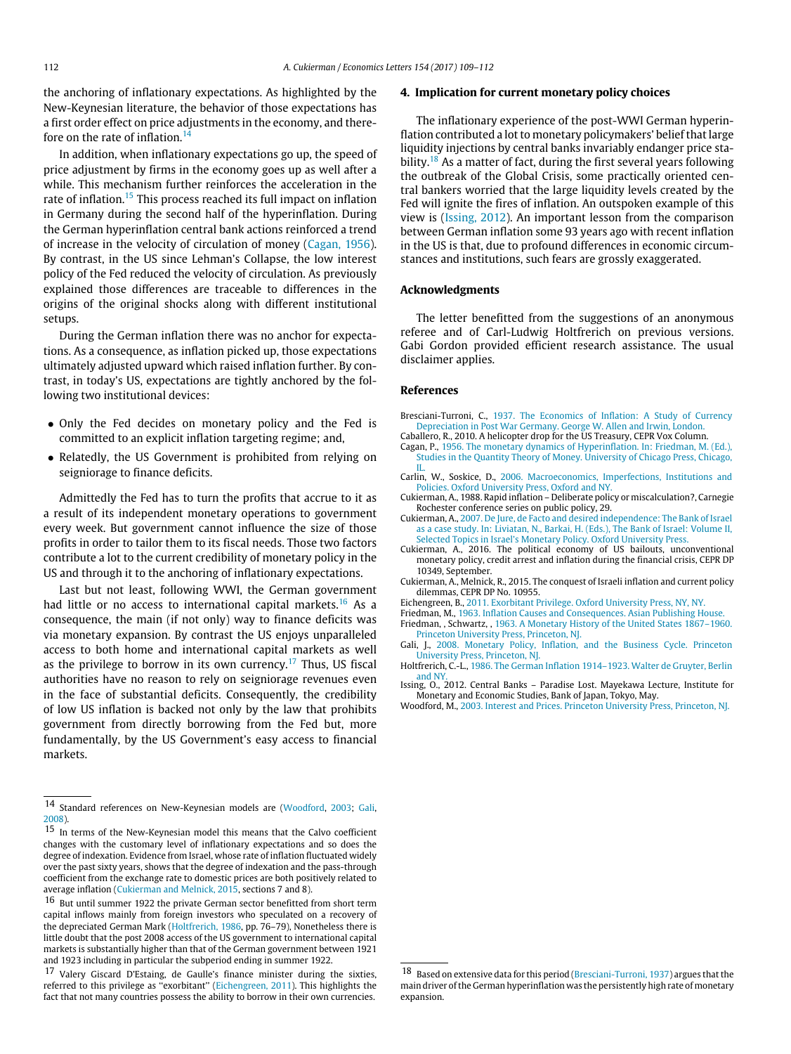the anchoring of inflationary expectations. As highlighted by the New-Keynesian literature, the behavior of those expectations has a first order effect on price adjustments in the economy, and therefore on the rate of inflation.[14]

In addition, when inflationary expectations go up, the speed of price adjustment by firms in the economy goes up as well after a while. This mechanism further reinforces the acceleration in the rate of inflation.[15] This process reached its full impact on inflation in Germany during the second half of the hyperinflation. During the German hyperinflation central bank actions reinforced a trend of increase in the velocity of circulation of money (Cagan, 1956). By contrast, in the US since Lehman's Collapse, the low interest policy of the Fed reduced the velocity of circulation. As previously explained those differences are traceable to differences in the origins of the original shocks along with different institutional setups.

During the German inflation there was no anchor for expectations. As a consequence, as inflation picked up, those expectations ultimately adjusted upward which raised inflation further. By contrast, in today's US, expectations are tightly anchored by the following two institutional devices:

- Only the Fed decides on monetary policy and the Fed is committed to an explicit inflation targeting regime; and,
- Relatedly, the US Government is prohibited from relying on seigniorage to finance deficits.

Admittedly the Fed has to turn the profits that accrue to it as a result of its independent monetary operations to government every week. But government cannot influence the size of those profits in order to tailor them to its fiscal needs. Those two factors contribute a lot to the current credibility of monetary policy in the US and through it to the anchoring of inflationary expectations.

Last but not least, following WWI, the German government had little or no access to international capital markets.[16] As a consequence, the main (if not only) way to finance deficits was via monetary expansion. By contrast the US enjoys unparalleled access to both home and international capital markets as well as the privilege to borrow in its own currency.[17] Thus, US fiscal authorities have no reason to rely on seigniorage revenues even in the face of substantial deficits. Consequently, the credibility of low US inflation is backed not only by the law that prohibits government from directly borrowing from the Fed but, more fundamentally, by the US Government's easy access to financial markets.

## 4. Implication for current monetary policy choices

The inflationary experience of the post-WWI German hyperinflation contributed a lot to monetary policymakers' belief that large liquidity injections by central banks invariably endanger price stability.[18] As a matter of fact, during the first several years following the outbreak of the Global Crisis, some practically oriented central bankers worried that the large liquidity levels created by the Fed will ignite the fires of inflation. An outspoken example of this view is (Issing, 2012). An important lesson from the comparison between German inflation some 93 years ago with recent inflation in the US is that, due to profound differences in economic circumstances and institutions, such fears are grossly exaggerated.

## Acknowledgments

The letter benefitted from the suggestions of an anonymous referee and of Carl-Ludwig Holtfrerich on previous versions. Gabi Gordon provided efficient research assistance. The usual disclaimer applies.

## References

Bresciani-Turroni, C., 1937. The Economics of Inflation: A Study of Currency Depreciation in Post War Germany. George W. Allen and Irwin, London.

Caballero, R., 2010. A helicopter drop for the US Treasury, CEPR Vox Column.

Cagan, P., 1956. The monetary dynamics of Hyperinflation. In: Friedman, M. (Ed.), Studies in the Quantity Theory of Money. University of Chicago Press, Chicago, IL.

Carlin, W., Soskice, D., 2006. Macroeconomics, Imperfections, Institutions and Policies. Oxford University Press, Oxford and NY.

Cukierman, A., 1988. Rapid inflation – Deliberate policy or miscalculation?, Carnegie Rochester conference series on public policy, 29.

Cukierman, A., 2007. De Jure, de Facto and desired independence: The Bank of Israel as a case study. In: Liviatan, N., Barkai, H. (Eds.), The Bank of Israel: Volume II, Selected Topics in Israel's Monetary Policy. Oxford University Press.

Cukierman, A., 2016. The political economy of US bailouts, unconventional monetary policy, credit arrest and inflation during the financial crisis, CEPR DP 10349, September.

Cukierman, A., Melnick, R., 2015. The conquest of Israeli inflation and current policy dilemmas, CEPR DP No. 10955.

Eichengreen, B., 2011. Exorbitant Privilege. Oxford University Press, NY, NY.

Friedman, M., 1963. Inflation Causes and Consequences. Asian Publishing House.

Friedman, , Schwartz, , 1963. A Monetary History of the United States 1867–1960. Princeton University Press, Princeton, NJ.

Gali, J., 2008. Monetary Policy, Inflation, and the Business Cycle. Princeton University Press, Princeton, NJ.

Holtfrerich, C.-L., 1986. The German Inflation 1914–1923. Walter de Gruyter, Berlin and NY.

Issing, O., 2012. Central Banks – Paradise Lost. Mayekawa Lecture, Institute for Monetary and Economic Studies, Bank of Japan, Tokyo, May.

Woodford, M., 2003. Interest and Prices. Princeton University Press, Princeton, NJ.

---

[14] Standard references on New-Keynesian models are (Woodford, 2003; Gali, 2008).

[15] In terms of the New-Keynesian model this means that the Calvo coefficient changes with the customary level of inflationary expectations and so does the degree of indexation. Evidence from Israel, whose rate of inflation fluctuated widely over the past sixty years, shows that the degree of indexation and the pass-through coefficient from the exchange rate to domestic prices are both positively related to average inflation (Cukierman and Melnick, 2015, sections 7 and 8).

[16] But until summer 1922 the private German sector benefitted from short term capital inflows mainly from foreign investors who speculated on a recovery of the depreciated German Mark (Holtfrerich, 1986, pp. 76–79), Nonetheless there is little doubt that the post 2008 access of the US government to international capital markets is substantially higher than that of the German government between 1921 and 1923 including in particular the subperiod ending in summer 1922.

[17] Valery Giscard D'Estaing, de Gaulle's finance minister during the sixties, referred to this privilege as ''exorbitant'' (Eichengreen, 2011). This highlights the fact that not many countries possess the ability to borrow in their own currencies.

[18] Based on extensive data for this period (Bresciani-Turroni, 1937) argues that the main driver of the German hyperinflation was the persistently high rate of monetary expansion.